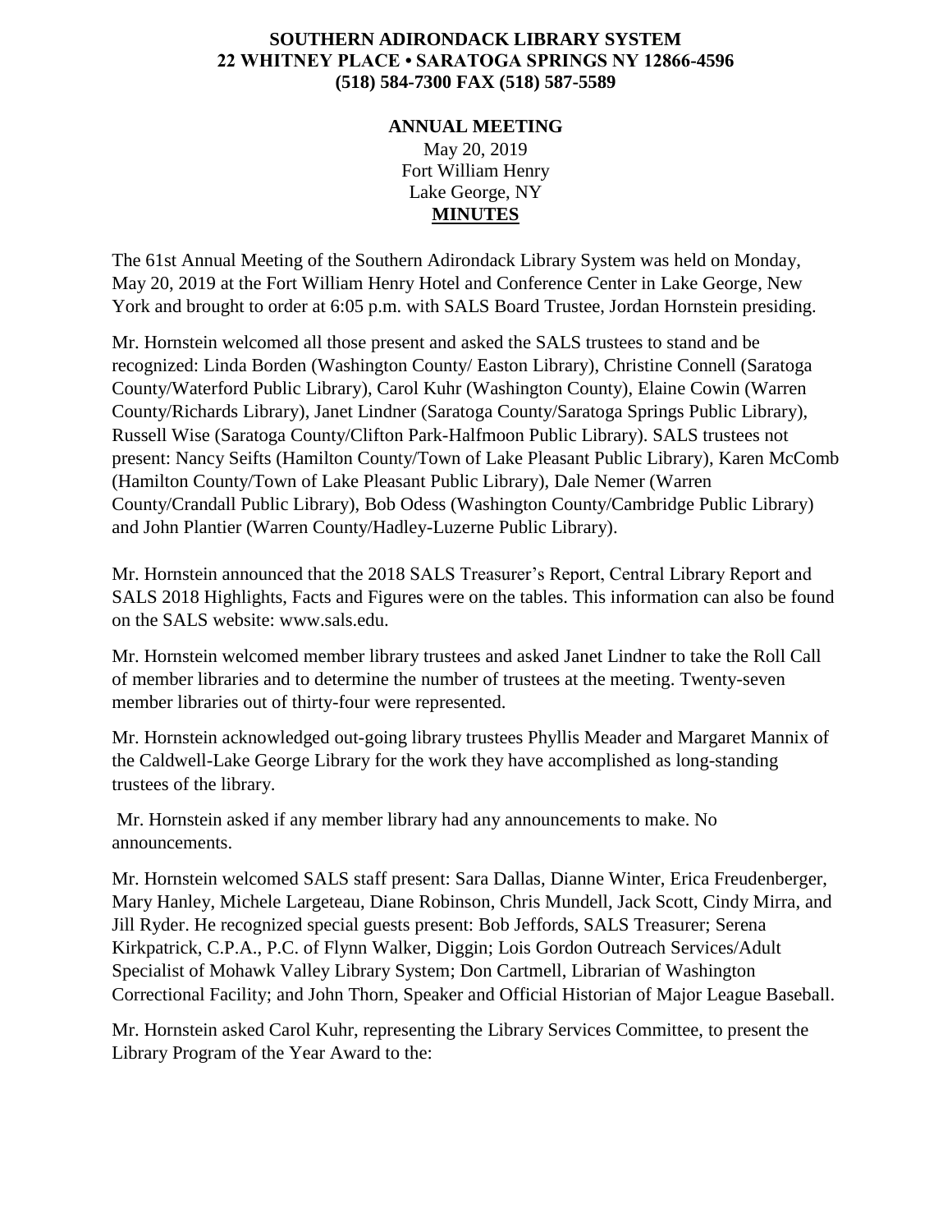# SOUTHERN ADIRONDACK LIBRARY SYSTEM
## 22 WHITNEY PLACE • SARATOGA SPRINGS NY 12866-4596
## (518) 584-7300 FAX (518) 587-5589

**ANNUAL MEETING**

May 20, 2019
Fort William Henry
Lake George, NY

**MINUTES**

The 61st Annual Meeting of the Southern Adirondack Library System was held on Monday, May 20, 2019 at the Fort William Henry Hotel and Conference Center in Lake George, New York and brought to order at 6:05 p.m. with SALS Board Trustee, Jordan Hornstein presiding.

Mr. Hornstein welcomed all those present and asked the SALS trustees to stand and be recognized: Linda Borden (Washington County/ Easton Library), Christine Connell (Saratoga County/Waterford Public Library), Carol Kuhr (Washington County), Elaine Cowin (Warren County/Richards Library), Janet Lindner (Saratoga County/Saratoga Springs Public Library), Russell Wise (Saratoga County/Clifton Park-Halfmoon Public Library). SALS trustees not present: Nancy Seifts (Hamilton County/Town of Lake Pleasant Public Library), Karen McComb (Hamilton County/Town of Lake Pleasant Public Library), Dale Nemer (Warren County/Crandall Public Library), Bob Odess (Washington County/Cambridge Public Library) and John Plantier (Warren County/Hadley-Luzerne Public Library).

Mr. Hornstein announced that the 2018 SALS Treasurer's Report, Central Library Report and SALS 2018 Highlights, Facts and Figures were on the tables. This information can also be found on the SALS website: www.sals.edu.

Mr. Hornstein welcomed member library trustees and asked Janet Lindner to take the Roll Call of member libraries and to determine the number of trustees at the meeting. Twenty-seven member libraries out of thirty-four were represented.

Mr. Hornstein acknowledged out-going library trustees Phyllis Meader and Margaret Mannix of the Caldwell-Lake George Library for the work they have accomplished as long-standing trustees of the library.

Mr. Hornstein asked if any member library had any announcements to make. No announcements.

Mr. Hornstein welcomed SALS staff present: Sara Dallas, Dianne Winter, Erica Freudenberger, Mary Hanley, Michele Largeteau, Diane Robinson, Chris Mundell, Jack Scott, Cindy Mirra, and Jill Ryder. He recognized special guests present: Bob Jeffords, SALS Treasurer; Serena Kirkpatrick, C.P.A., P.C. of Flynn Walker, Diggin; Lois Gordon Outreach Services/Adult Specialist of Mohawk Valley Library System; Don Cartmell, Librarian of Washington Correctional Facility; and John Thorn, Speaker and Official Historian of Major League Baseball.

Mr. Hornstein asked Carol Kuhr, representing the Library Services Committee, to present the Library Program of the Year Award to the: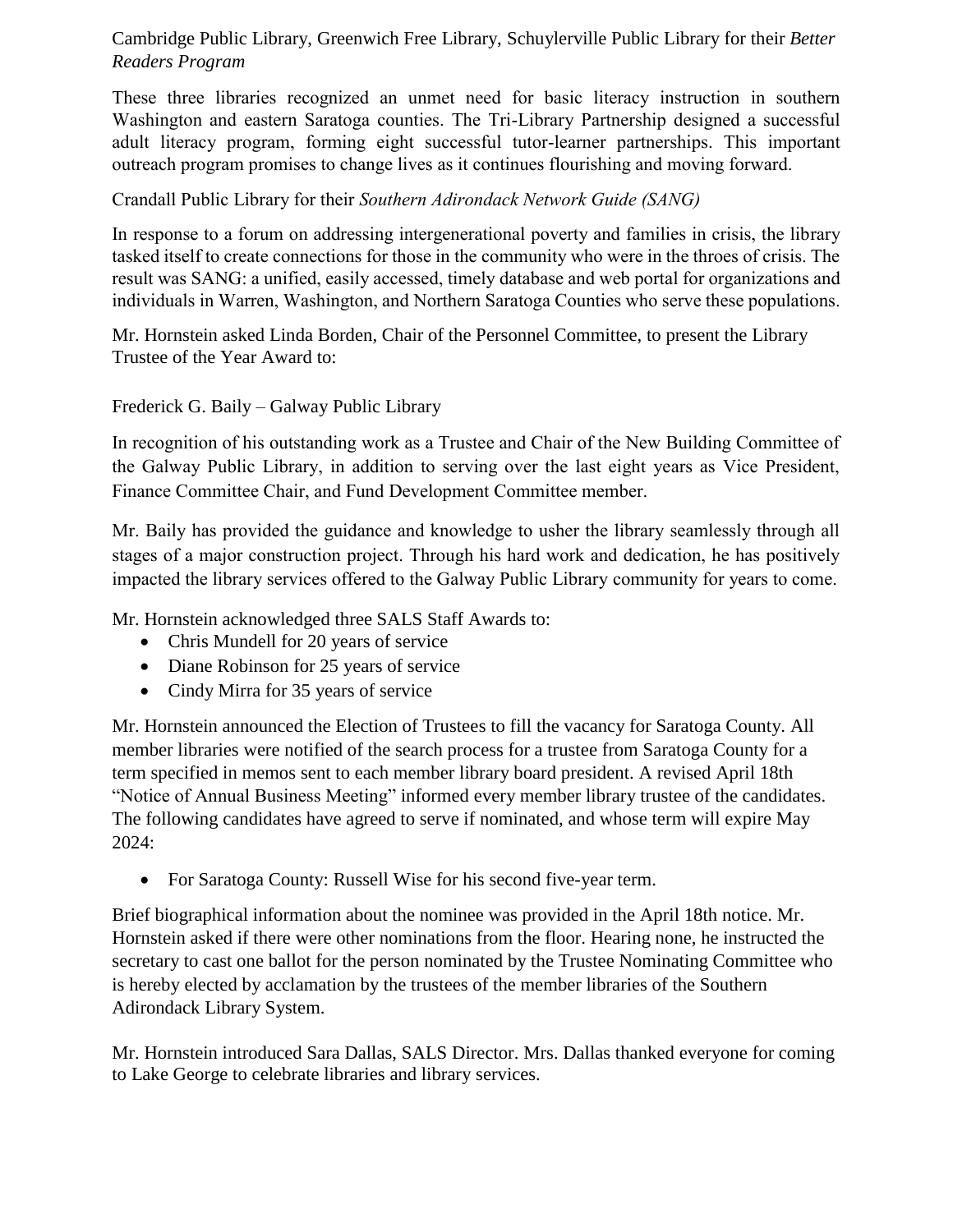Cambridge Public Library, Greenwich Free Library, Schuylerville Public Library for their *Better Readers Program*

These three libraries recognized an unmet need for basic literacy instruction in southern Washington and eastern Saratoga counties. The Tri-Library Partnership designed a successful adult literacy program, forming eight successful tutor-learner partnerships. This important outreach program promises to change lives as it continues flourishing and moving forward.

Crandall Public Library for their *Southern Adirondack Network Guide (SANG)*

In response to a forum on addressing intergenerational poverty and families in crisis, the library tasked itself to create connections for those in the community who were in the throes of crisis. The result was SANG: a unified, easily accessed, timely database and web portal for organizations and individuals in Warren, Washington, and Northern Saratoga Counties who serve these populations.

Mr. Hornstein asked Linda Borden, Chair of the Personnel Committee, to present the Library Trustee of the Year Award to:

Frederick G. Baily – Galway Public Library

In recognition of his outstanding work as a Trustee and Chair of the New Building Committee of the Galway Public Library, in addition to serving over the last eight years as Vice President, Finance Committee Chair, and Fund Development Committee member.

Mr. Baily has provided the guidance and knowledge to usher the library seamlessly through all stages of a major construction project. Through his hard work and dedication, he has positively impacted the library services offered to the Galway Public Library community for years to come.

Mr. Hornstein acknowledged three SALS Staff Awards to:

- Chris Mundell for 20 years of service
- Diane Robinson for 25 years of service
- Cindy Mirra for 35 years of service

Mr. Hornstein announced the Election of Trustees to fill the vacancy for Saratoga County. All member libraries were notified of the search process for a trustee from Saratoga County for a term specified in memos sent to each member library board president. A revised April 18th "Notice of Annual Business Meeting" informed every member library trustee of the candidates. The following candidates have agreed to serve if nominated, and whose term will expire May 2024:

- For Saratoga County: Russell Wise for his second five-year term.

Brief biographical information about the nominee was provided in the April 18th notice. Mr. Hornstein asked if there were other nominations from the floor. Hearing none, he instructed the secretary to cast one ballot for the person nominated by the Trustee Nominating Committee who is hereby elected by acclamation by the trustees of the member libraries of the Southern Adirondack Library System.

Mr. Hornstein introduced Sara Dallas, SALS Director. Mrs. Dallas thanked everyone for coming to Lake George to celebrate libraries and library services.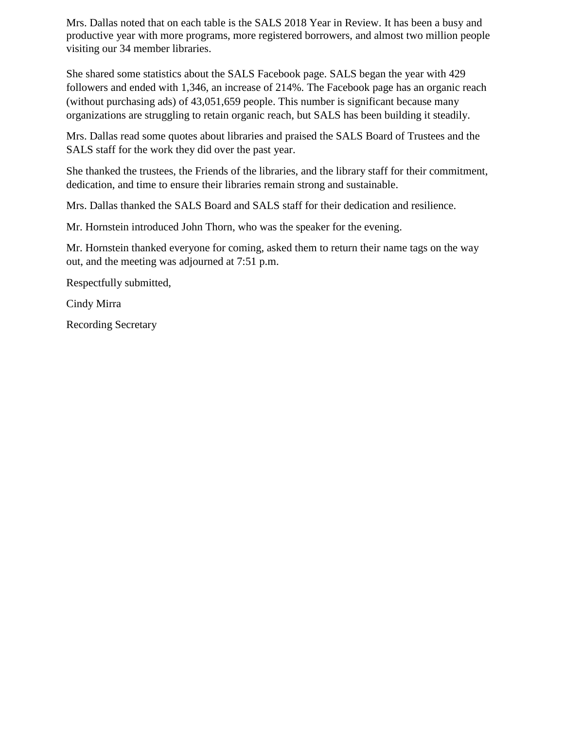Mrs. Dallas noted that on each table is the SALS 2018 Year in Review. It has been a busy and productive year with more programs, more registered borrowers, and almost two million people visiting our 34 member libraries.

She shared some statistics about the SALS Facebook page. SALS began the year with 429 followers and ended with 1,346, an increase of 214%. The Facebook page has an organic reach (without purchasing ads) of 43,051,659 people. This number is significant because many organizations are struggling to retain organic reach, but SALS has been building it steadily.

Mrs. Dallas read some quotes about libraries and praised the SALS Board of Trustees and the SALS staff for the work they did over the past year.

She thanked the trustees, the Friends of the libraries, and the library staff for their commitment, dedication, and time to ensure their libraries remain strong and sustainable.

Mrs. Dallas thanked the SALS Board and SALS staff for their dedication and resilience.

Mr. Hornstein introduced John Thorn, who was the speaker for the evening.

Mr. Hornstein thanked everyone for coming, asked them to return their name tags on the way out, and the meeting was adjourned at 7:51 p.m.

Respectfully submitted,

Cindy Mirra

Recording Secretary